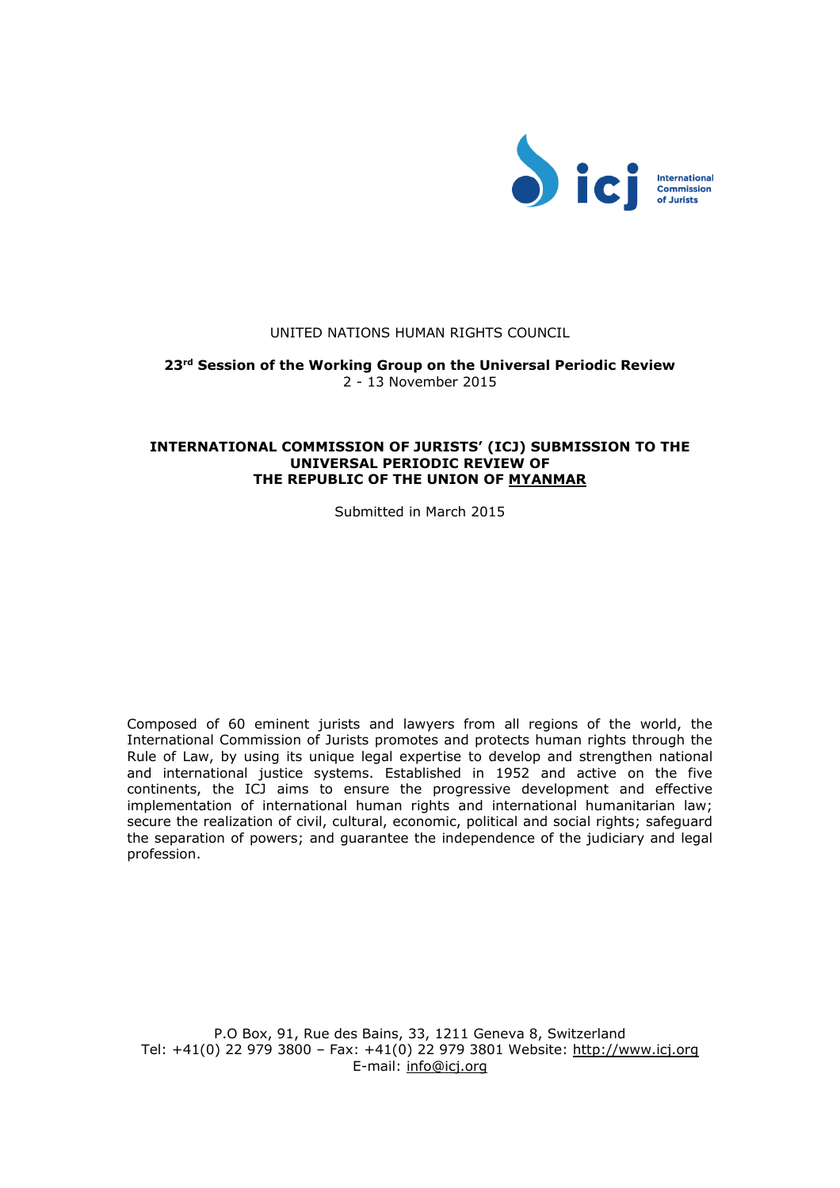UNITED NATIONS HUMAN RIGHTS COUNCIL

**23rd Session of the Working Group on the Universal Periodic Review**
2 - 13 November 2015

**INTERNATIONAL COMMISSION OF JURISTS' (ICJ) SUBMISSION TO THE UNIVERSAL PERIODIC REVIEW OF THE REPUBLIC OF THE UNION OF MYANMAR**

Submitted in March 2015

Composed of 60 eminent jurists and lawyers from all regions of the world, the International Commission of Jurists promotes and protects human rights through the Rule of Law, by using its unique legal expertise to develop and strengthen national and international justice systems. Established in 1952 and active on the five continents, the ICJ aims to ensure the progressive development and effective implementation of international human rights and international humanitarian law; secure the realization of civil, cultural, economic, political and social rights; safeguard the separation of powers; and guarantee the independence of the judiciary and legal profession.

P.O Box, 91, Rue des Bains, 33, 1211 Geneva 8, Switzerland
Tel: +41(0) 22 979 3800 – Fax: +41(0) 22 979 3801 Website: http://www.icj.org
E-mail: info@icj.org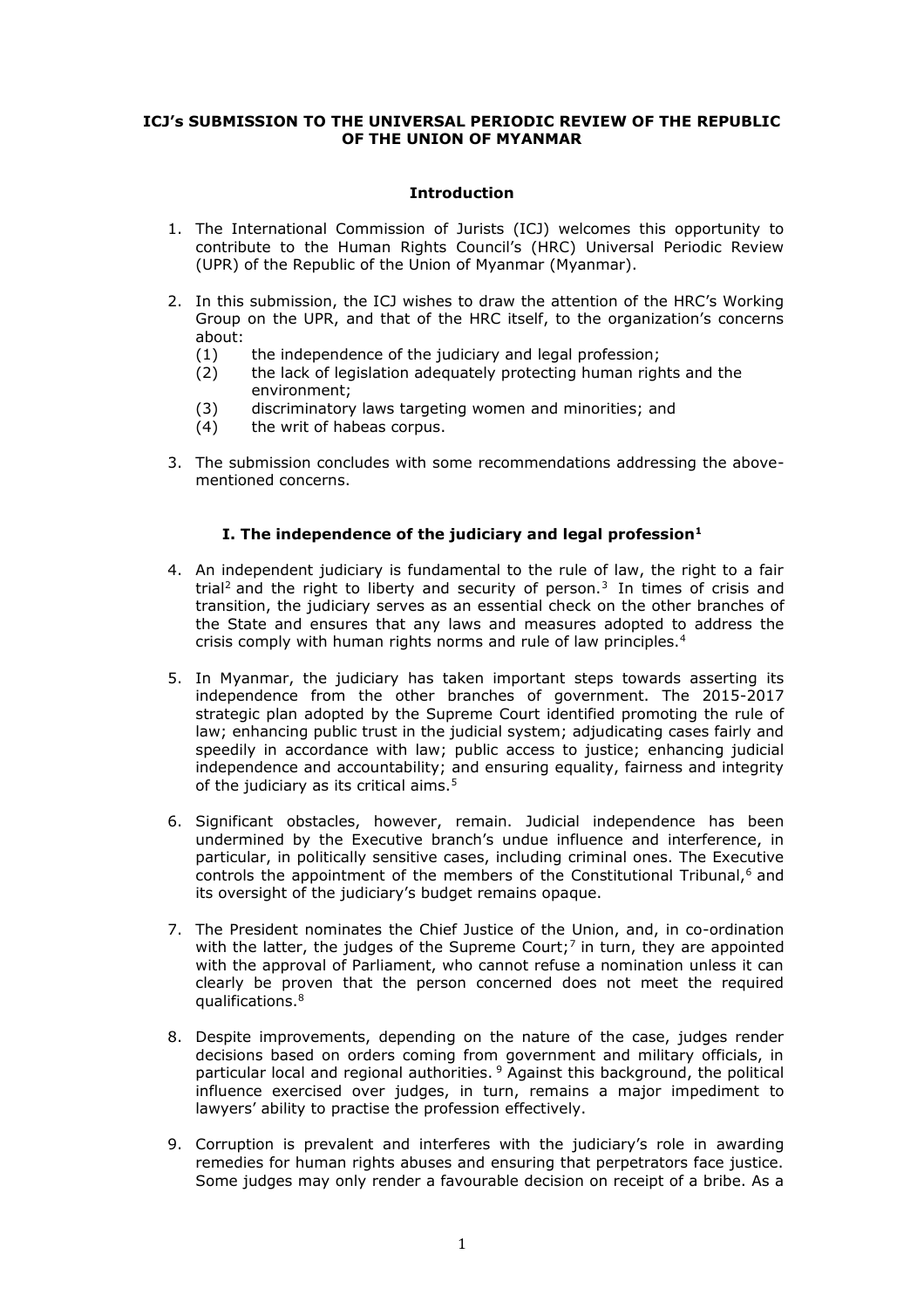**ICJ's SUBMISSION TO THE UNIVERSAL PERIODIC REVIEW OF THE REPUBLIC OF THE UNION OF MYANMAR**

**Introduction**

1. The International Commission of Jurists (ICJ) welcomes this opportunity to contribute to the Human Rights Council's (HRC) Universal Periodic Review (UPR) of the Republic of the Union of Myanmar (Myanmar).

2. In this submission, the ICJ wishes to draw the attention of the HRC's Working Group on the UPR, and that of the HRC itself, to the organization's concerns about:
   (1) the independence of the judiciary and legal profession;
   (2) the lack of legislation adequately protecting human rights and the environment;
   (3) discriminatory laws targeting women and minorities; and
   (4) the writ of habeas corpus.

3. The submission concludes with some recommendations addressing the above-mentioned concerns.

**I. The independence of the judiciary and legal profession[1]**

4. An independent judiciary is fundamental to the rule of law, the right to a fair trial[2] and the right to liberty and security of person.[3] In times of crisis and transition, the judiciary serves as an essential check on the other branches of the State and ensures that any laws and measures adopted to address the crisis comply with human rights norms and rule of law principles.[4]

5. In Myanmar, the judiciary has taken important steps towards asserting its independence from the other branches of government. The 2015-2017 strategic plan adopted by the Supreme Court identified promoting the rule of law; enhancing public trust in the judicial system; adjudicating cases fairly and speedily in accordance with law; public access to justice; enhancing judicial independence and accountability; and ensuring equality, fairness and integrity of the judiciary as its critical aims.[5]

6. Significant obstacles, however, remain. Judicial independence has been undermined by the Executive branch's undue influence and interference, in particular, in politically sensitive cases, including criminal ones. The Executive controls the appointment of the members of the Constitutional Tribunal,[6] and its oversight of the judiciary's budget remains opaque.

7. The President nominates the Chief Justice of the Union, and, in co-ordination with the latter, the judges of the Supreme Court;[7] in turn, they are appointed with the approval of Parliament, who cannot refuse a nomination unless it can clearly be proven that the person concerned does not meet the required qualifications.[8]

8. Despite improvements, depending on the nature of the case, judges render decisions based on orders coming from government and military officials, in particular local and regional authorities.[9] Against this background, the political influence exercised over judges, in turn, remains a major impediment to lawyers' ability to practise the profession effectively.

9. Corruption is prevalent and interferes with the judiciary's role in awarding remedies for human rights abuses and ensuring that perpetrators face justice. Some judges may only render a favourable decision on receipt of a bribe. As a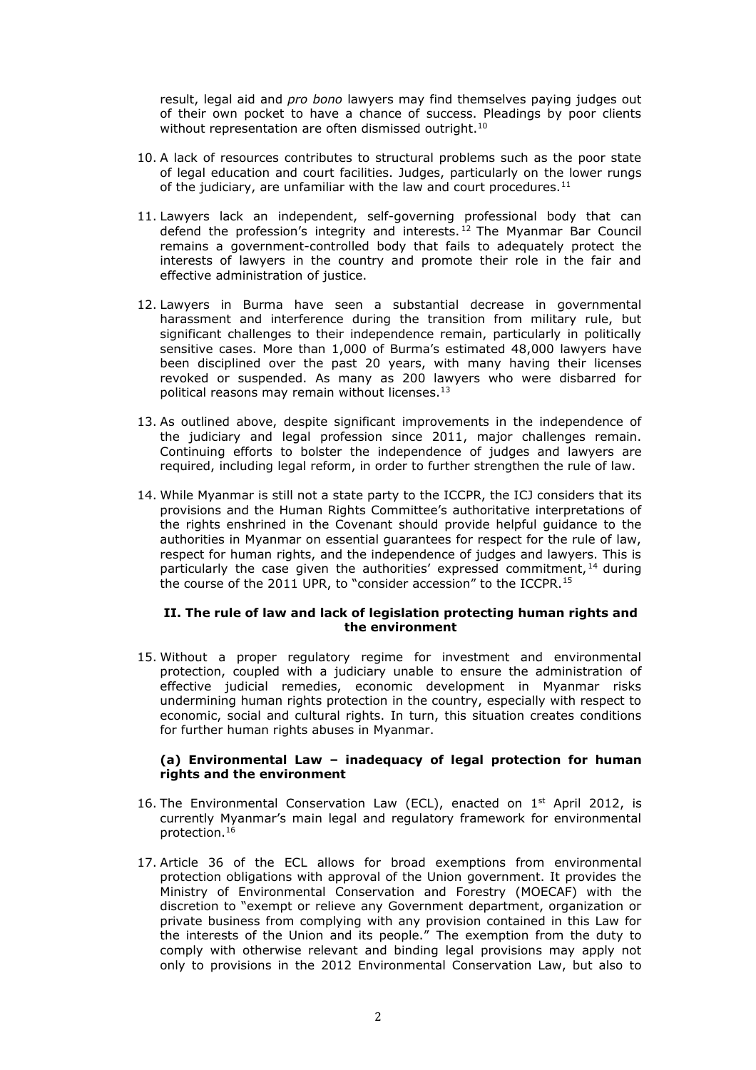result, legal aid and *pro bono* lawyers may find themselves paying judges out of their own pocket to have a chance of success. Pleadings by poor clients without representation are often dismissed outright.[10]

10. A lack of resources contributes to structural problems such as the poor state of legal education and court facilities. Judges, particularly on the lower rungs of the judiciary, are unfamiliar with the law and court procedures.[11]

11. Lawyers lack an independent, self-governing professional body that can defend the profession's integrity and interests.[12] The Myanmar Bar Council remains a government-controlled body that fails to adequately protect the interests of lawyers in the country and promote their role in the fair and effective administration of justice.

12. Lawyers in Burma have seen a substantial decrease in governmental harassment and interference during the transition from military rule, but significant challenges to their independence remain, particularly in politically sensitive cases. More than 1,000 of Burma's estimated 48,000 lawyers have been disciplined over the past 20 years, with many having their licenses revoked or suspended. As many as 200 lawyers who were disbarred for political reasons may remain without licenses.[13]

13. As outlined above, despite significant improvements in the independence of the judiciary and legal profession since 2011, major challenges remain. Continuing efforts to bolster the independence of judges and lawyers are required, including legal reform, in order to further strengthen the rule of law.

14. While Myanmar is still not a state party to the ICCPR, the ICJ considers that its provisions and the Human Rights Committee's authoritative interpretations of the rights enshrined in the Covenant should provide helpful guidance to the authorities in Myanmar on essential guarantees for respect for the rule of law, respect for human rights, and the independence of judges and lawyers. This is particularly the case given the authorities' expressed commitment,[14] during the course of the 2011 UPR, to "consider accession" to the ICCPR.[15]

## II. The rule of law and lack of legislation protecting human rights and the environment

15. Without a proper regulatory regime for investment and environmental protection, coupled with a judiciary unable to ensure the administration of effective judicial remedies, economic development in Myanmar risks undermining human rights protection in the country, especially with respect to economic, social and cultural rights. In turn, this situation creates conditions for further human rights abuses in Myanmar.

### (a) Environmental Law – inadequacy of legal protection for human rights and the environment

16. The Environmental Conservation Law (ECL), enacted on 1st April 2012, is currently Myanmar's main legal and regulatory framework for environmental protection.[16]

17. Article 36 of the ECL allows for broad exemptions from environmental protection obligations with approval of the Union government. It provides the Ministry of Environmental Conservation and Forestry (MOECAF) with the discretion to "exempt or relieve any Government department, organization or private business from complying with any provision contained in this Law for the interests of the Union and its people." The exemption from the duty to comply with otherwise relevant and binding legal provisions may apply not only to provisions in the 2012 Environmental Conservation Law, but also to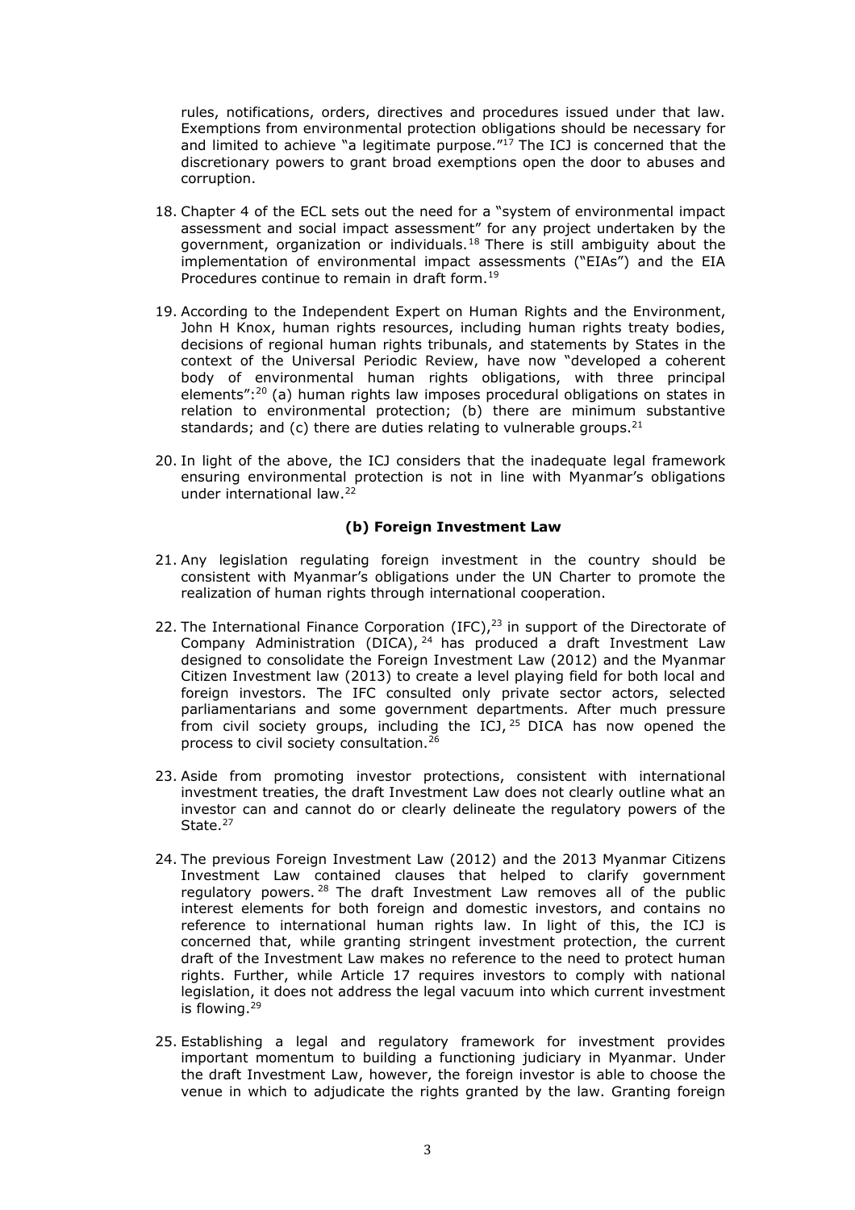rules, notifications, orders, directives and procedures issued under that law. Exemptions from environmental protection obligations should be necessary for and limited to achieve "a legitimate purpose."[17] The ICJ is concerned that the discretionary powers to grant broad exemptions open the door to abuses and corruption.

18. Chapter 4 of the ECL sets out the need for a "system of environmental impact assessment and social impact assessment" for any project undertaken by the government, organization or individuals.[18] There is still ambiguity about the implementation of environmental impact assessments ("EIAs") and the EIA Procedures continue to remain in draft form.[19]

19. According to the Independent Expert on Human Rights and the Environment, John H Knox, human rights resources, including human rights treaty bodies, decisions of regional human rights tribunals, and statements by States in the context of the Universal Periodic Review, have now "developed a coherent body of environmental human rights obligations, with three principal elements":[20] (a) human rights law imposes procedural obligations on states in relation to environmental protection; (b) there are minimum substantive standards; and (c) there are duties relating to vulnerable groups.[21]

20. In light of the above, the ICJ considers that the inadequate legal framework ensuring environmental protection is not in line with Myanmar's obligations under international law.[22]

### (b) Foreign Investment Law

21. Any legislation regulating foreign investment in the country should be consistent with Myanmar's obligations under the UN Charter to promote the realization of human rights through international cooperation.

22. The International Finance Corporation (IFC),[23] in support of the Directorate of Company Administration (DICA),[24] has produced a draft Investment Law designed to consolidate the Foreign Investment Law (2012) and the Myanmar Citizen Investment law (2013) to create a level playing field for both local and foreign investors. The IFC consulted only private sector actors, selected parliamentarians and some government departments. After much pressure from civil society groups, including the ICJ,[25] DICA has now opened the process to civil society consultation.[26]

23. Aside from promoting investor protections, consistent with international investment treaties, the draft Investment Law does not clearly outline what an investor can and cannot do or clearly delineate the regulatory powers of the State.[27]

24. The previous Foreign Investment Law (2012) and the 2013 Myanmar Citizens Investment Law contained clauses that helped to clarify government regulatory powers.[28] The draft Investment Law removes all of the public interest elements for both foreign and domestic investors, and contains no reference to international human rights law. In light of this, the ICJ is concerned that, while granting stringent investment protection, the current draft of the Investment Law makes no reference to the need to protect human rights. Further, while Article 17 requires investors to comply with national legislation, it does not address the legal vacuum into which current investment is flowing.[29]

25. Establishing a legal and regulatory framework for investment provides important momentum to building a functioning judiciary in Myanmar. Under the draft Investment Law, however, the foreign investor is able to choose the venue in which to adjudicate the rights granted by the law. Granting foreign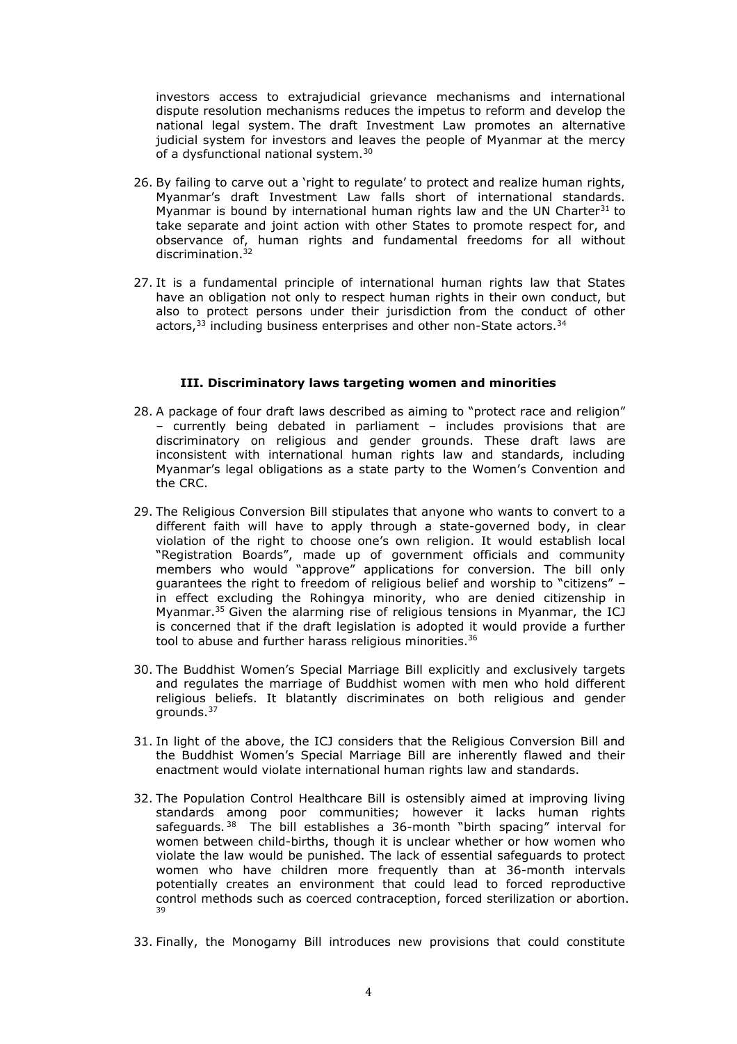investors access to extrajudicial grievance mechanisms and international dispute resolution mechanisms reduces the impetus to reform and develop the national legal system. The draft Investment Law promotes an alternative judicial system for investors and leaves the people of Myanmar at the mercy of a dysfunctional national system.[30]

26. By failing to carve out a 'right to regulate' to protect and realize human rights, Myanmar's draft Investment Law falls short of international standards. Myanmar is bound by international human rights law and the UN Charter[31] to take separate and joint action with other States to promote respect for, and observance of, human rights and fundamental freedoms for all without discrimination.[32]

27. It is a fundamental principle of international human rights law that States have an obligation not only to respect human rights in their own conduct, but also to protect persons under their jurisdiction from the conduct of other actors,[33] including business enterprises and other non-State actors.[34]

### III. Discriminatory laws targeting women and minorities

28. A package of four draft laws described as aiming to "protect race and religion" – currently being debated in parliament – includes provisions that are discriminatory on religious and gender grounds. These draft laws are inconsistent with international human rights law and standards, including Myanmar's legal obligations as a state party to the Women's Convention and the CRC.

29. The Religious Conversion Bill stipulates that anyone who wants to convert to a different faith will have to apply through a state-governed body, in clear violation of the right to choose one's own religion. It would establish local "Registration Boards", made up of government officials and community members who would "approve" applications for conversion. The bill only guarantees the right to freedom of religious belief and worship to "citizens" – in effect excluding the Rohingya minority, who are denied citizenship in Myanmar.[35] Given the alarming rise of religious tensions in Myanmar, the ICJ is concerned that if the draft legislation is adopted it would provide a further tool to abuse and further harass religious minorities.[36]

30. The Buddhist Women's Special Marriage Bill explicitly and exclusively targets and regulates the marriage of Buddhist women with men who hold different religious beliefs. It blatantly discriminates on both religious and gender grounds.[37]

31. In light of the above, the ICJ considers that the Religious Conversion Bill and the Buddhist Women's Special Marriage Bill are inherently flawed and their enactment would violate international human rights law and standards.

32. The Population Control Healthcare Bill is ostensibly aimed at improving living standards among poor communities; however it lacks human rights safeguards.[38] The bill establishes a 36-month "birth spacing" interval for women between child-births, though it is unclear whether or how women who violate the law would be punished. The lack of essential safeguards to protect women who have children more frequently than at 36-month intervals potentially creates an environment that could lead to forced reproductive control methods such as coerced contraception, forced sterilization or abortion.[39]

33. Finally, the Monogamy Bill introduces new provisions that could constitute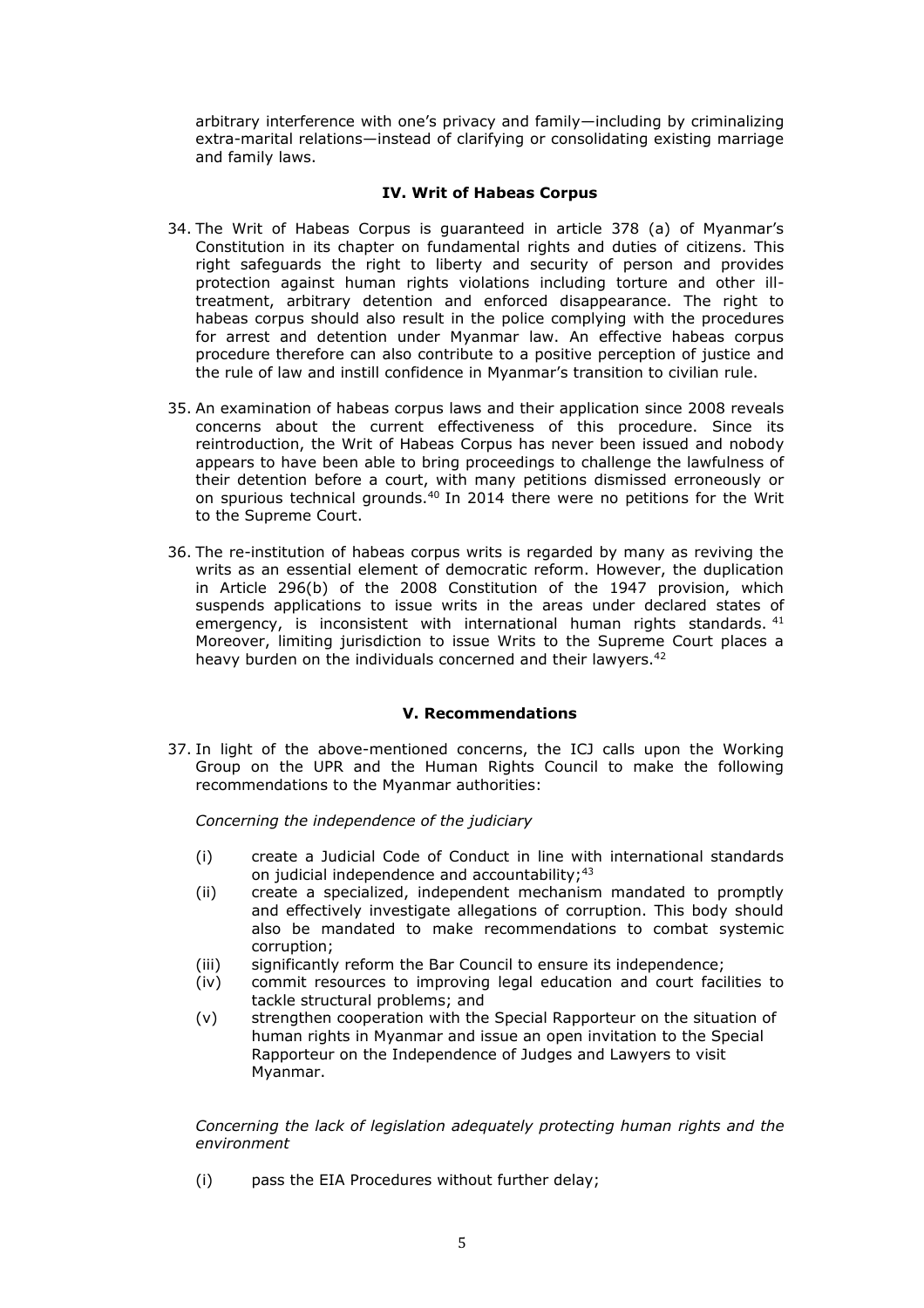arbitrary interference with one's privacy and family—including by criminalizing extra-marital relations—instead of clarifying or consolidating existing marriage and family laws.

## IV. Writ of Habeas Corpus

34. The Writ of Habeas Corpus is guaranteed in article 378 (a) of Myanmar's Constitution in its chapter on fundamental rights and duties of citizens. This right safeguards the right to liberty and security of person and provides protection against human rights violations including torture and other ill-treatment, arbitrary detention and enforced disappearance. The right to habeas corpus should also result in the police complying with the procedures for arrest and detention under Myanmar law. An effective habeas corpus procedure therefore can also contribute to a positive perception of justice and the rule of law and instill confidence in Myanmar's transition to civilian rule.

35. An examination of habeas corpus laws and their application since 2008 reveals concerns about the current effectiveness of this procedure. Since its reintroduction, the Writ of Habeas Corpus has never been issued and nobody appears to have been able to bring proceedings to challenge the lawfulness of their detention before a court, with many petitions dismissed erroneously or on spurious technical grounds.[40] In 2014 there were no petitions for the Writ to the Supreme Court.

36. The re-institution of habeas corpus writs is regarded by many as reviving the writs as an essential element of democratic reform. However, the duplication in Article 296(b) of the 2008 Constitution of the 1947 provision, which suspends applications to issue writs in the areas under declared states of emergency, is inconsistent with international human rights standards.[41] Moreover, limiting jurisdiction to issue Writs to the Supreme Court places a heavy burden on the individuals concerned and their lawyers.[42]

## V. Recommendations

37. In light of the above-mentioned concerns, the ICJ calls upon the Working Group on the UPR and the Human Rights Council to make the following recommendations to the Myanmar authorities:

*Concerning the independence of the judiciary*

(i) create a Judicial Code of Conduct in line with international standards on judicial independence and accountability;[43]

(ii) create a specialized, independent mechanism mandated to promptly and effectively investigate allegations of corruption. This body should also be mandated to make recommendations to combat systemic corruption;

(iii) significantly reform the Bar Council to ensure its independence;

(iv) commit resources to improving legal education and court facilities to tackle structural problems; and

(v) strengthen cooperation with the Special Rapporteur on the situation of human rights in Myanmar and issue an open invitation to the Special Rapporteur on the Independence of Judges and Lawyers to visit Myanmar.

*Concerning the lack of legislation adequately protecting human rights and the environment*

(i) pass the EIA Procedures without further delay;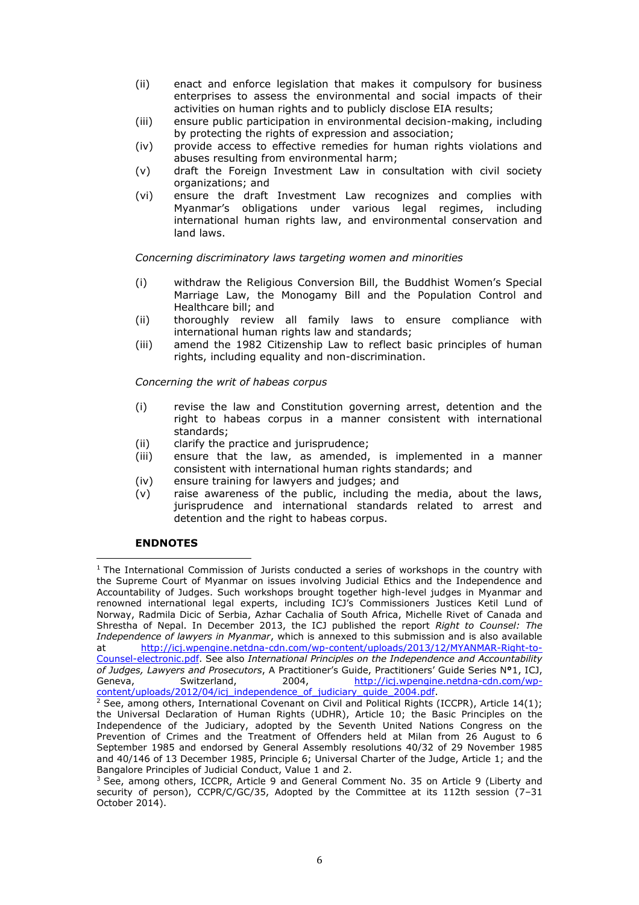(ii) enact and enforce legislation that makes it compulsory for business enterprises to assess the environmental and social impacts of their activities on human rights and to publicly disclose EIA results;

(iii) ensure public participation in environmental decision-making, including by protecting the rights of expression and association;

(iv) provide access to effective remedies for human rights violations and abuses resulting from environmental harm;

(v) draft the Foreign Investment Law in consultation with civil society organizations; and

(vi) ensure the draft Investment Law recognizes and complies with Myanmar's obligations under various legal regimes, including international human rights law, and environmental conservation and land laws.

*Concerning discriminatory laws targeting women and minorities*

(i) withdraw the Religious Conversion Bill, the Buddhist Women's Special Marriage Law, the Monogamy Bill and the Population Control and Healthcare bill; and

(ii) thoroughly review all family laws to ensure compliance with international human rights law and standards;

(iii) amend the 1982 Citizenship Law to reflect basic principles of human rights, including equality and non-discrimination.

*Concerning the writ of habeas corpus*

(i) revise the law and Constitution governing arrest, detention and the right to habeas corpus in a manner consistent with international standards;

(ii) clarify the practice and jurisprudence;

(iii) ensure that the law, as amended, is implemented in a manner consistent with international human rights standards; and

(iv) ensure training for lawyers and judges; and

(v) raise awareness of the public, including the media, about the laws, jurisprudence and international standards related to arrest and detention and the right to habeas corpus.

**ENDNOTES**

[1] The International Commission of Jurists conducted a series of workshops in the country with the Supreme Court of Myanmar on issues involving Judicial Ethics and the Independence and Accountability of Judges. Such workshops brought together high-level judges in Myanmar and renowned international legal experts, including ICJ's Commissioners Justices Ketil Lund of Norway, Radmila Dicic of Serbia, Azhar Cachalia of South Africa, Michelle Rivet of Canada and Shrestha of Nepal. In December 2013, the ICJ published the report *Right to Counsel: The Independence of lawyers in Myanmar*, which is annexed to this submission and is also available at http://icj.wpengine.netdna-cdn.com/wp-content/uploads/2013/12/MYANMAR-Right-to-Counsel-electronic.pdf. See also *International Principles on the Independence and Accountability of Judges, Lawyers and Prosecutors*, A Practitioner's Guide, Practitioners' Guide Series N°1, ICJ, Geneva, Switzerland, 2004, http://icj.wpengine.netdna-cdn.com/wp-content/uploads/2012/04/icj_independence_of_judiciary_guide_2004.pdf.

[2] See, among others, International Covenant on Civil and Political Rights (ICCPR), Article 14(1); the Universal Declaration of Human Rights (UDHR), Article 10; the Basic Principles on the Independence of the Judiciary, adopted by the Seventh United Nations Congress on the Prevention of Crimes and the Treatment of Offenders held at Milan from 26 August to 6 September 1985 and endorsed by General Assembly resolutions 40/32 of 29 November 1985 and 40/146 of 13 December 1985, Principle 6; Universal Charter of the Judge, Article 1; and the Bangalore Principles of Judicial Conduct, Value 1 and 2.

[3] See, among others, ICCPR, Article 9 and General Comment No. 35 on Article 9 (Liberty and security of person), CCPR/C/GC/35, Adopted by the Committee at its 112th session (7–31 October 2014).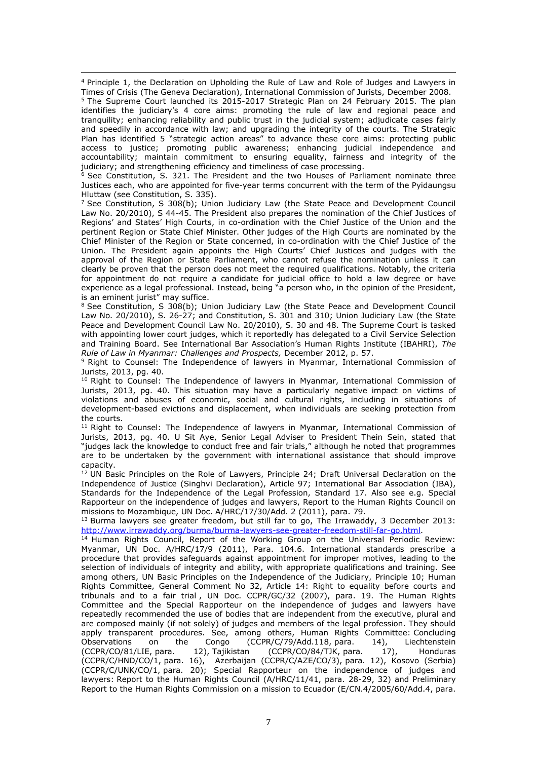[4] Principle 1, the Declaration on Upholding the Rule of Law and Role of Judges and Lawyers in Times of Crisis (The Geneva Declaration), International Commission of Jurists, December 2008.

[5] The Supreme Court launched its 2015-2017 Strategic Plan on 24 February 2015. The plan identifies the judiciary's 4 core aims: promoting the rule of law and regional peace and tranquility; enhancing reliability and public trust in the judicial system; adjudicate cases fairly and speedily in accordance with law; and upgrading the integrity of the courts. The Strategic Plan has identified 5 "strategic action areas" to advance these core aims: protecting public access to justice; promoting public awareness; enhancing judicial independence and accountability; maintain commitment to ensuring equality, fairness and integrity of the judiciary; and strengthening efficiency and timeliness of case processing.

[6] See Constitution, S. 321. The President and the two Houses of Parliament nominate three Justices each, who are appointed for five-year terms concurrent with the term of the Pyidaungsu Hluttaw (see Constitution, S. 335).

[7] See Constitution, S 308(b); Union Judiciary Law (the State Peace and Development Council Law No. 20/2010), S 44-45. The President also prepares the nomination of the Chief Justices of Regions' and States' High Courts, in co-ordination with the Chief Justice of the Union and the pertinent Region or State Chief Minister. Other judges of the High Courts are nominated by the Chief Minister of the Region or State concerned, in co-ordination with the Chief Justice of the Union. The President again appoints the High Courts' Chief Justices and judges with the approval of the Region or State Parliament, who cannot refuse the nomination unless it can clearly be proven that the person does not meet the required qualifications. Notably, the criteria for appointment do not require a candidate for judicial office to hold a law degree or have experience as a legal professional. Instead, being "a person who, in the opinion of the President, is an eminent jurist" may suffice.

[8] See Constitution, S 308(b); Union Judiciary Law (the State Peace and Development Council Law No. 20/2010), S. 26-27; and Constitution, S. 301 and 310; Union Judiciary Law (the State Peace and Development Council Law No. 20/2010), S. 30 and 48. The Supreme Court is tasked with appointing lower court judges, which it reportedly has delegated to a Civil Service Selection and Training Board. See International Bar Association's Human Rights Institute (IBAHRI), *The Rule of Law in Myanmar: Challenges and Prospects,* December 2012, p. 57.

[9] Right to Counsel: The Independence of lawyers in Myanmar, International Commission of Jurists, 2013, pg. 40.

[10] Right to Counsel: The Independence of lawyers in Myanmar, International Commission of Jurists, 2013, pg. 40. This situation may have a particularly negative impact on victims of violations and abuses of economic, social and cultural rights, including in situations of development-based evictions and displacement, when individuals are seeking protection from the courts.

[11] Right to Counsel: The Independence of lawyers in Myanmar, International Commission of Jurists, 2013, pg. 40. U Sit Aye, Senior Legal Adviser to President Thein Sein, stated that "judges lack the knowledge to conduct free and fair trials," although he noted that programmes are to be undertaken by the government with international assistance that should improve capacity.

[12] UN Basic Principles on the Role of Lawyers, Principle 24; Draft Universal Declaration on the Independence of Justice (Singhvi Declaration), Article 97; International Bar Association (IBA), Standards for the Independence of the Legal Profession, Standard 17. Also see e.g. Special Rapporteur on the independence of judges and lawyers, Report to the Human Rights Council on missions to Mozambique, UN Doc. A/HRC/17/30/Add. 2 (2011), para. 79.

[13] Burma lawyers see greater freedom, but still far to go, The Irrawaddy, 3 December 2013: http://www.irrawaddy.org/burma/burma-lawyers-see-greater-freedom-still-far-go.html.

[14] Human Rights Council, Report of the Working Group on the Universal Periodic Review: Myanmar, UN Doc. A/HRC/17/9 (2011), Para. 104.6. International standards prescribe a procedure that provides safeguards against appointment for improper motives, leading to the selection of individuals of integrity and ability, with appropriate qualifications and training. See among others, UN Basic Principles on the Independence of the Judiciary, Principle 10; Human Rights Committee, General Comment No 32, Article 14: Right to equality before courts and tribunals and to a fair trial , UN Doc. CCPR/GC/32 (2007), para. 19. The Human Rights Committee and the Special Rapporteur on the independence of judges and lawyers have repeatedly recommended the use of bodies that are independent from the executive, plural and are composed mainly (if not solely) of judges and members of the legal profession. They should apply transparent procedures. See, among others, Human Rights Committee: Concluding Observations on the Congo (CCPR/C/79/Add.118, para. 14), Liechtenstein (CCPR/CO/81/LIE, para. 12), Tajikistan (CCPR/CO/84/TJK, para. 17), Honduras (CCPR/C/HND/CO/1, para. 16), Azerbaijan (CCPR/C/AZE/CO/3), para. 12), Kosovo (Serbia) (CCPR/C/UNK/CO/1, para. 20); Special Rapporteur on the independence of judges and lawyers: Report to the Human Rights Council (A/HRC/11/41, para. 28-29, 32) and Preliminary Report to the Human Rights Commission on a mission to Ecuador (E/CN.4/2005/60/Add.4, para.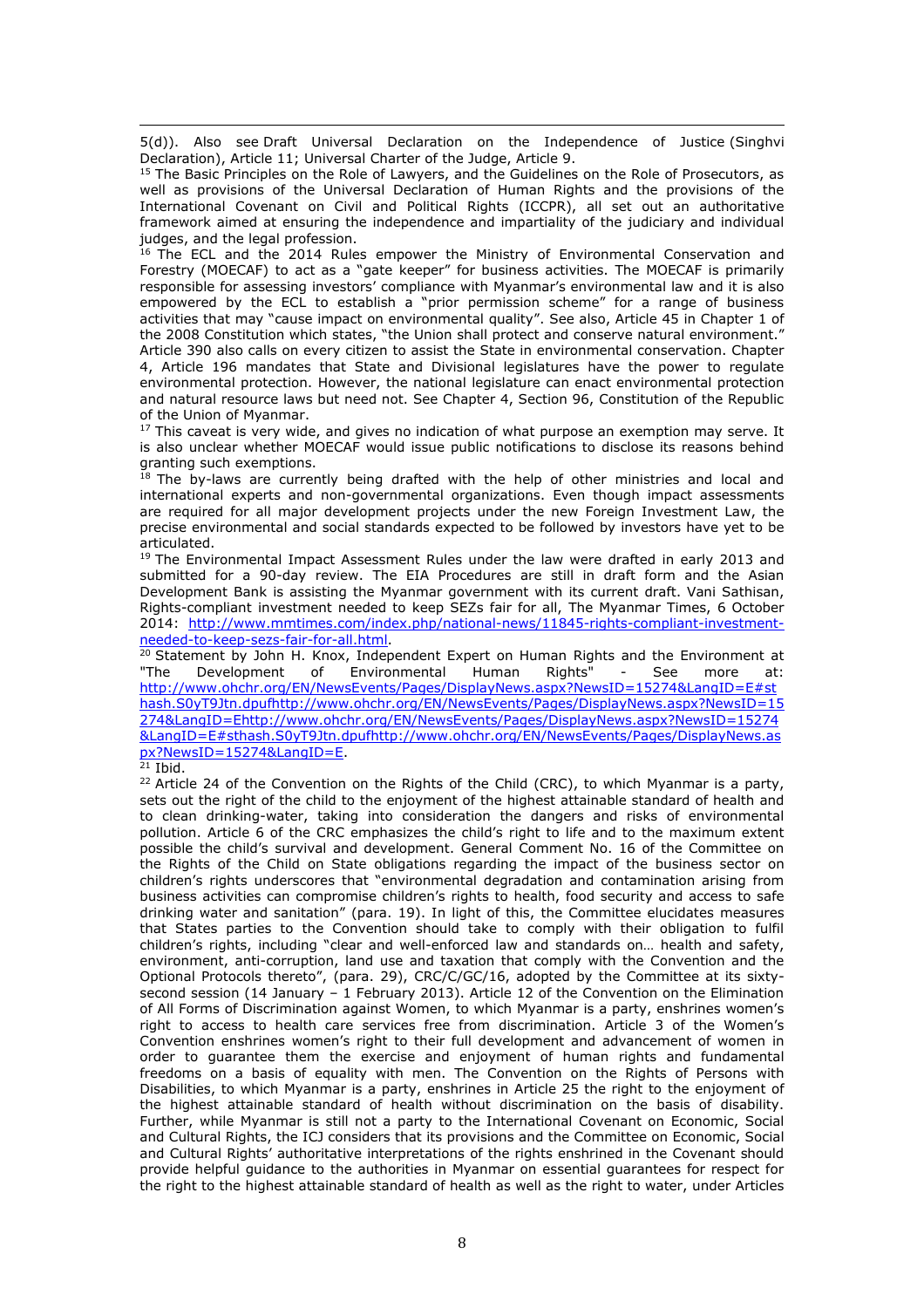5(d)). Also see Draft Universal Declaration on the Independence of Justice (Singhvi Declaration), Article 11; Universal Charter of the Judge, Article 9.

[15] The Basic Principles on the Role of Lawyers, and the Guidelines on the Role of Prosecutors, as well as provisions of the Universal Declaration of Human Rights and the provisions of the International Covenant on Civil and Political Rights (ICCPR), all set out an authoritative framework aimed at ensuring the independence and impartiality of the judiciary and individual judges, and the legal profession.

[16] The ECL and the 2014 Rules empower the Ministry of Environmental Conservation and Forestry (MOECAF) to act as a "gate keeper" for business activities. The MOECAF is primarily responsible for assessing investors' compliance with Myanmar's environmental law and it is also empowered by the ECL to establish a "prior permission scheme" for a range of business activities that may "cause impact on environmental quality". See also, Article 45 in Chapter 1 of the 2008 Constitution which states, "the Union shall protect and conserve natural environment." Article 390 also calls on every citizen to assist the State in environmental conservation. Chapter 4, Article 196 mandates that State and Divisional legislatures have the power to regulate environmental protection. However, the national legislature can enact environmental protection and natural resource laws but need not. See Chapter 4, Section 96, Constitution of the Republic of the Union of Myanmar.

[17] This caveat is very wide, and gives no indication of what purpose an exemption may serve. It is also unclear whether MOECAF would issue public notifications to disclose its reasons behind granting such exemptions.

[18] The by-laws are currently being drafted with the help of other ministries and local and international experts and non-governmental organizations. Even though impact assessments are required for all major development projects under the new Foreign Investment Law, the precise environmental and social standards expected to be followed by investors have yet to be articulated.

[19] The Environmental Impact Assessment Rules under the law were drafted in early 2013 and submitted for a 90-day review. The EIA Procedures are still in draft form and the Asian Development Bank is assisting the Myanmar government with its current draft. Vani Sathisan, Rights-compliant investment needed to keep SEZs fair for all, The Myanmar Times, 6 October 2014: http://www.mmtimes.com/index.php/national-news/11845-rights-compliant-investment-needed-to-keep-sezs-fair-for-all.html.

[20] Statement by John H. Knox, Independent Expert on Human Rights and the Environment at "The Development of Environmental Human Rights" - See more at: http://www.ohchr.org/EN/NewsEvents/Pages/DisplayNews.aspx?NewsID=15274&LangID=E#sthash.S0yT9Jtn.dpufhttp://www.ohchr.org/EN/NewsEvents/Pages/DisplayNews.aspx?NewsID=15274&LangID=Ehttp://www.ohchr.org/EN/NewsEvents/Pages/DisplayNews.aspx?NewsID=15274&LangID=E#sthash.S0yT9Jtn.dpufhttp://www.ohchr.org/EN/NewsEvents/Pages/DisplayNews.aspx?NewsID=15274&LangID=E.

[21] Ibid.

[22] Article 24 of the Convention on the Rights of the Child (CRC), to which Myanmar is a party, sets out the right of the child to the enjoyment of the highest attainable standard of health and to clean drinking-water, taking into consideration the dangers and risks of environmental pollution. Article 6 of the CRC emphasizes the child's right to life and to the maximum extent possible the child's survival and development. General Comment No. 16 of the Committee on the Rights of the Child on State obligations regarding the impact of the business sector on children's rights underscores that "environmental degradation and contamination arising from business activities can compromise children's rights to health, food security and access to safe drinking water and sanitation" (para. 19). In light of this, the Committee elucidates measures that States parties to the Convention should take to comply with their obligation to fulfil children's rights, including "clear and well-enforced law and standards on… health and safety, environment, anti-corruption, land use and taxation that comply with the Convention and the Optional Protocols thereto", (para. 29), CRC/C/GC/16, adopted by the Committee at its sixty-second session (14 January – 1 February 2013). Article 12 of the Convention on the Elimination of All Forms of Discrimination against Women, to which Myanmar is a party, enshrines women's right to access to health care services free from discrimination. Article 3 of the Women's Convention enshrines women's right to their full development and advancement of women in order to guarantee them the exercise and enjoyment of human rights and fundamental freedoms on a basis of equality with men. The Convention on the Rights of Persons with Disabilities, to which Myanmar is a party, enshrines in Article 25 the right to the enjoyment of the highest attainable standard of health without discrimination on the basis of disability. Further, while Myanmar is still not a party to the International Covenant on Economic, Social and Cultural Rights, the ICJ considers that its provisions and the Committee on Economic, Social and Cultural Rights' authoritative interpretations of the rights enshrined in the Covenant should provide helpful guidance to the authorities in Myanmar on essential guarantees for respect for the right to the highest attainable standard of health as well as the right to water, under Articles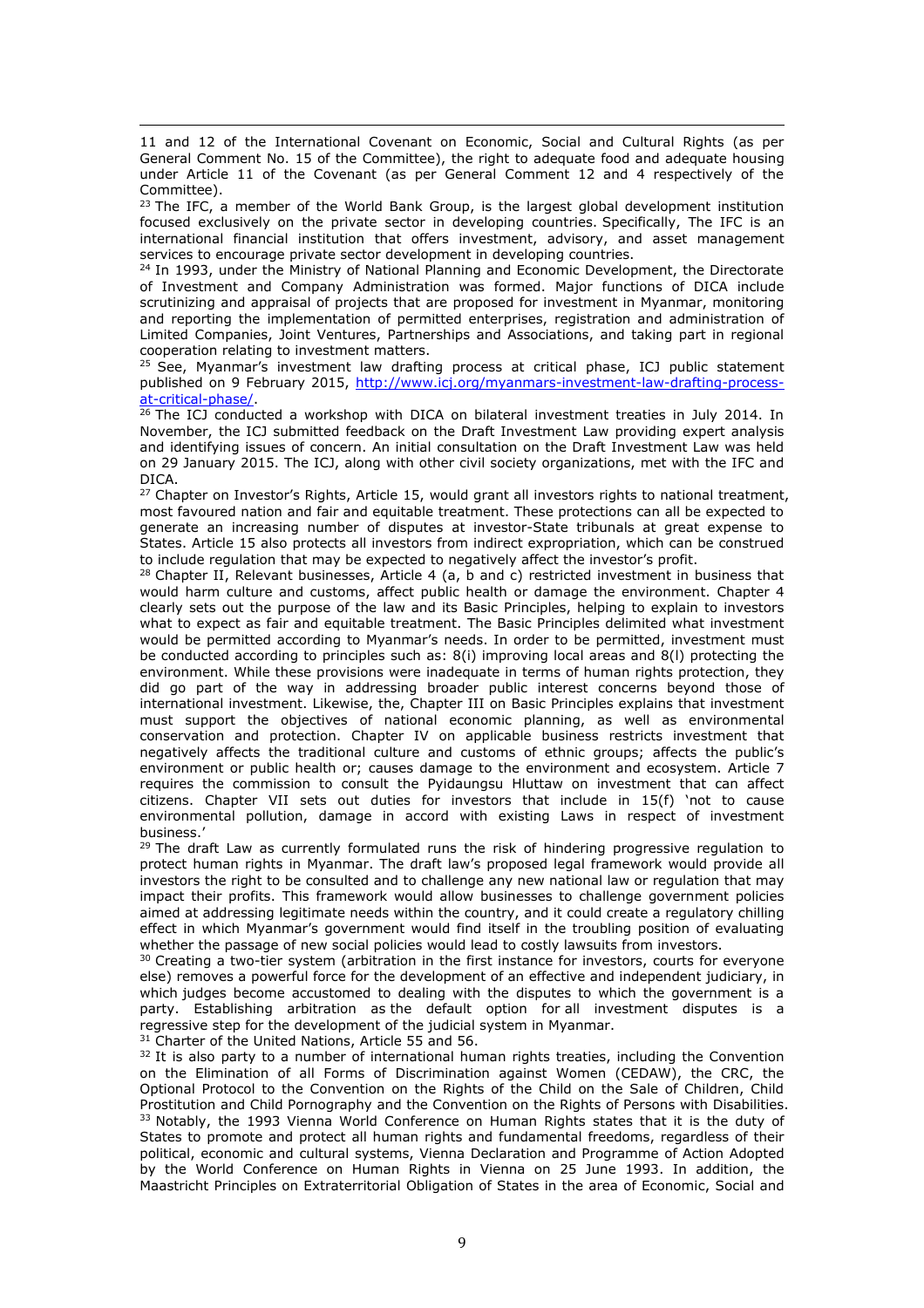11 and 12 of the International Covenant on Economic, Social and Cultural Rights (as per General Comment No. 15 of the Committee), the right to adequate food and adequate housing under Article 11 of the Covenant (as per General Comment 12 and 4 respectively of the Committee).

[23] The IFC, a member of the World Bank Group, is the largest global development institution focused exclusively on the private sector in developing countries. Specifically, The IFC is an international financial institution that offers investment, advisory, and asset management services to encourage private sector development in developing countries.

[24] In 1993, under the Ministry of National Planning and Economic Development, the Directorate of Investment and Company Administration was formed. Major functions of DICA include scrutinizing and appraisal of projects that are proposed for investment in Myanmar, monitoring and reporting the implementation of permitted enterprises, registration and administration of Limited Companies, Joint Ventures, Partnerships and Associations, and taking part in regional cooperation relating to investment matters.

[25] See, Myanmar's investment law drafting process at critical phase, ICJ public statement published on 9 February 2015, http://www.icj.org/myanmars-investment-law-drafting-process-at-critical-phase/.

[26] The ICJ conducted a workshop with DICA on bilateral investment treaties in July 2014. In November, the ICJ submitted feedback on the Draft Investment Law providing expert analysis and identifying issues of concern. An initial consultation on the Draft Investment Law was held on 29 January 2015. The ICJ, along with other civil society organizations, met with the IFC and DICA.

[27] Chapter on Investor's Rights, Article 15, would grant all investors rights to national treatment, most favoured nation and fair and equitable treatment. These protections can all be expected to generate an increasing number of disputes at investor-State tribunals at great expense to States. Article 15 also protects all investors from indirect expropriation, which can be construed to include regulation that may be expected to negatively affect the investor's profit.

[28] Chapter II, Relevant businesses, Article 4 (a, b and c) restricted investment in business that would harm culture and customs, affect public health or damage the environment. Chapter 4 clearly sets out the purpose of the law and its Basic Principles, helping to explain to investors what to expect as fair and equitable treatment. The Basic Principles delimited what investment would be permitted according to Myanmar's needs. In order to be permitted, investment must be conducted according to principles such as: 8(i) improving local areas and 8(l) protecting the environment. While these provisions were inadequate in terms of human rights protection, they did go part of the way in addressing broader public interest concerns beyond those of international investment. Likewise, the, Chapter III on Basic Principles explains that investment must support the objectives of national economic planning, as well as environmental conservation and protection. Chapter IV on applicable business restricts investment that negatively affects the traditional culture and customs of ethnic groups; affects the public's environment or public health or; causes damage to the environment and ecosystem. Article 7 requires the commission to consult the Pyidaungsu Hluttaw on investment that can affect citizens. Chapter VII sets out duties for investors that include in 15(f) 'not to cause environmental pollution, damage in accord with existing Laws in respect of investment business.'

[29] The draft Law as currently formulated runs the risk of hindering progressive regulation to protect human rights in Myanmar. The draft law's proposed legal framework would provide all investors the right to be consulted and to challenge any new national law or regulation that may impact their profits. This framework would allow businesses to challenge government policies aimed at addressing legitimate needs within the country, and it could create a regulatory chilling effect in which Myanmar's government would find itself in the troubling position of evaluating whether the passage of new social policies would lead to costly lawsuits from investors.

[30] Creating a two-tier system (arbitration in the first instance for investors, courts for everyone else) removes a powerful force for the development of an effective and independent judiciary, in which judges become accustomed to dealing with the disputes to which the government is a party. Establishing arbitration as the default option for all investment disputes is a regressive step for the development of the judicial system in Myanmar.

[31] Charter of the United Nations, Article 55 and 56.

[32] It is also party to a number of international human rights treaties, including the Convention on the Elimination of all Forms of Discrimination against Women (CEDAW), the CRC, the Optional Protocol to the Convention on the Rights of the Child on the Sale of Children, Child Prostitution and Child Pornography and the Convention on the Rights of Persons with Disabilities.

[33] Notably, the 1993 Vienna World Conference on Human Rights states that it is the duty of States to promote and protect all human rights and fundamental freedoms, regardless of their political, economic and cultural systems, Vienna Declaration and Programme of Action Adopted by the World Conference on Human Rights in Vienna on 25 June 1993. In addition, the Maastricht Principles on Extraterritorial Obligation of States in the area of Economic, Social and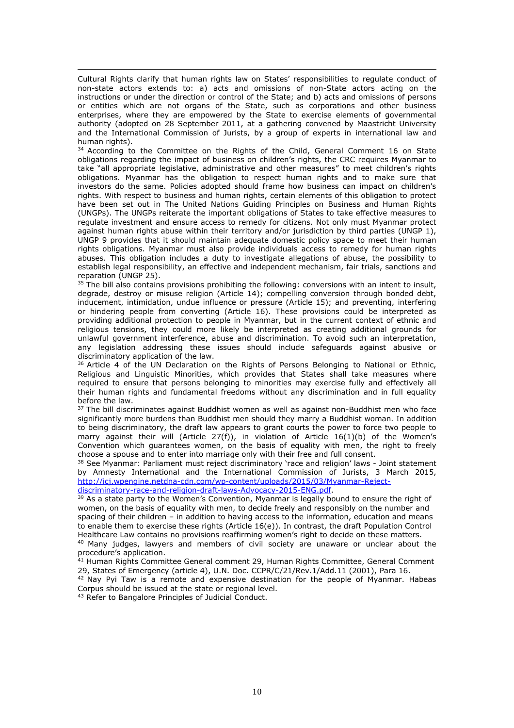Cultural Rights clarify that human rights law on States' responsibilities to regulate conduct of non-state actors extends to: a) acts and omissions of non-State actors acting on the instructions or under the direction or control of the State; and b) acts and omissions of persons or entities which are not organs of the State, such as corporations and other business enterprises, where they are empowered by the State to exercise elements of governmental authority (adopted on 28 September 2011, at a gathering convened by Maastricht University and the International Commission of Jurists, by a group of experts in international law and human rights).

[34] According to the Committee on the Rights of the Child, General Comment 16 on State obligations regarding the impact of business on children's rights, the CRC requires Myanmar to take "all appropriate legislative, administrative and other measures" to meet children's rights obligations. Myanmar has the obligation to respect human rights and to make sure that investors do the same. Policies adopted should frame how business can impact on children's rights. With respect to business and human rights, certain elements of this obligation to protect have been set out in The United Nations Guiding Principles on Business and Human Rights (UNGPs). The UNGPs reiterate the important obligations of States to take effective measures to regulate investment and ensure access to remedy for citizens. Not only must Myanmar protect against human rights abuse within their territory and/or jurisdiction by third parties (UNGP 1), UNGP 9 provides that it should maintain adequate domestic policy space to meet their human rights obligations. Myanmar must also provide individuals access to remedy for human rights abuses. This obligation includes a duty to investigate allegations of abuse, the possibility to establish legal responsibility, an effective and independent mechanism, fair trials, sanctions and reparation (UNGP 25).

[35] The bill also contains provisions prohibiting the following: conversions with an intent to insult, degrade, destroy or misuse religion (Article 14); compelling conversion through bonded debt, inducement, intimidation, undue influence or pressure (Article 15); and preventing, interfering or hindering people from converting (Article 16). These provisions could be interpreted as providing additional protection to people in Myanmar, but in the current context of ethnic and religious tensions, they could more likely be interpreted as creating additional grounds for unlawful government interference, abuse and discrimination. To avoid such an interpretation, any legislation addressing these issues should include safeguards against abusive or discriminatory application of the law.

[36] Article 4 of the UN Declaration on the Rights of Persons Belonging to National or Ethnic, Religious and Linguistic Minorities, which provides that States shall take measures where required to ensure that persons belonging to minorities may exercise fully and effectively all their human rights and fundamental freedoms without any discrimination and in full equality before the law.

[37] The bill discriminates against Buddhist women as well as against non-Buddhist men who face significantly more burdens than Buddhist men should they marry a Buddhist woman. In addition to being discriminatory, the draft law appears to grant courts the power to force two people to marry against their will (Article 27(f)), in violation of Article 16(1)(b) of the Women's Convention which guarantees women, on the basis of equality with men, the right to freely choose a spouse and to enter into marriage only with their free and full consent.

[38] See Myanmar: Parliament must reject discriminatory 'race and religion' laws - Joint statement by Amnesty International and the International Commission of Jurists, 3 March 2015, http://icj.wpengine.netdna-cdn.com/wp-content/uploads/2015/03/Myanmar-Reject-discriminatory-race-and-religion-draft-laws-Advocacy-2015-ENG.pdf.

[39] As a state party to the Women's Convention, Myanmar is legally bound to ensure the right of women, on the basis of equality with men, to decide freely and responsibly on the number and spacing of their children – in addition to having access to the information, education and means to enable them to exercise these rights (Article 16(e)). In contrast, the draft Population Control Healthcare Law contains no provisions reaffirming women's right to decide on these matters.

[40] Many judges, lawyers and members of civil society are unaware or unclear about the procedure's application.

[41] Human Rights Committee General comment 29, Human Rights Committee, General Comment 29, States of Emergency (article 4), U.N. Doc. CCPR/C/21/Rev.1/Add.11 (2001), Para 16.

[42] Nay Pyi Taw is a remote and expensive destination for the people of Myanmar. Habeas Corpus should be issued at the state or regional level.

[43] Refer to Bangalore Principles of Judicial Conduct.